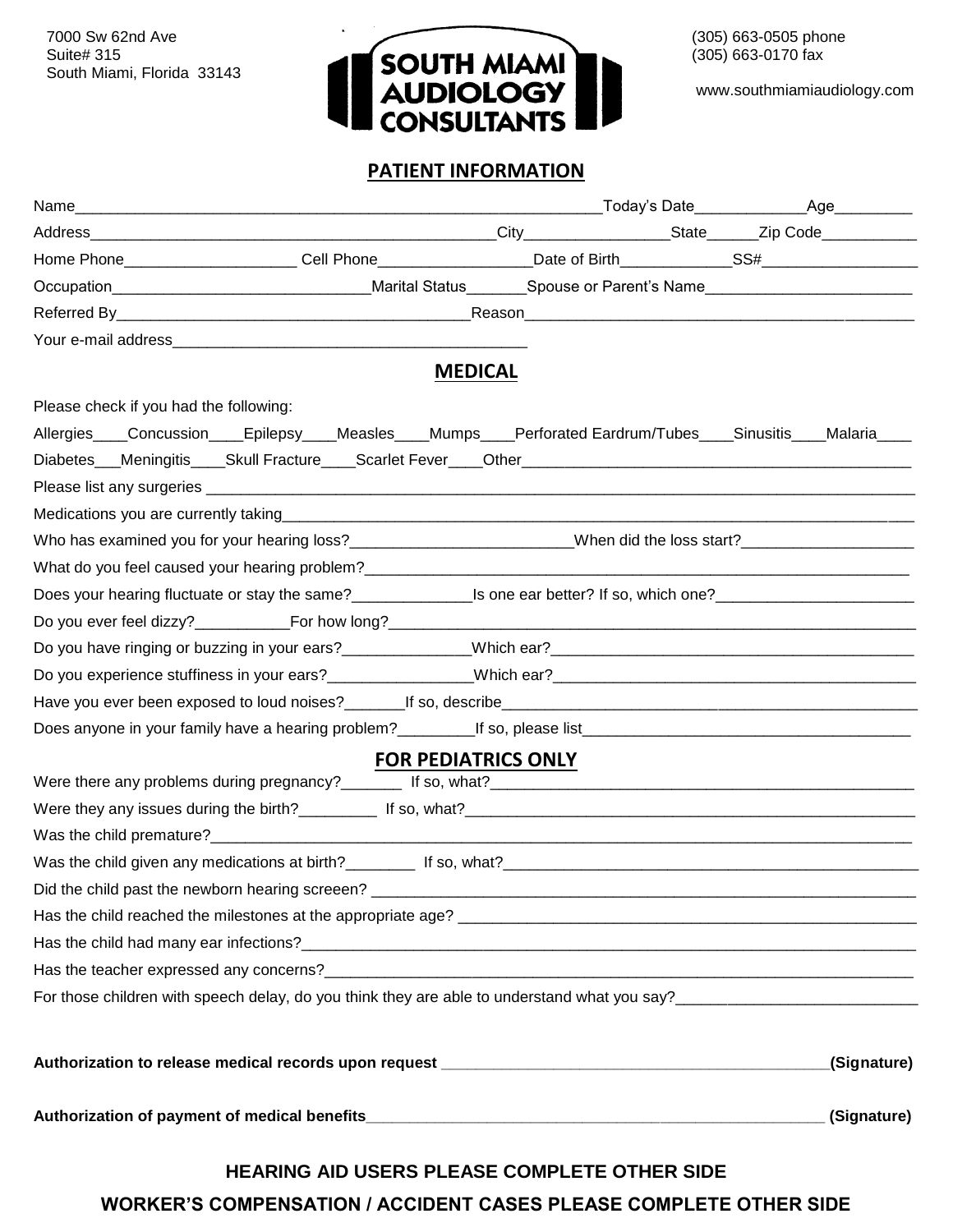7000 Sw 62nd Ave
Suite# 315
South Miami, Florida 33143

**SOUTH MIAMI AUDIOLOGY CONSULTANTS**

(305) 663-0505 phone
(305) 663-0170 fax

www.southmiamiaudiology.com

## PATIENT INFORMATION

Name_______________________________________________________________Today's Date_____________Age_________

Address_________________________________________________City_________________State______Zip Code___________

Home Phone____________________ Cell Phone__________________Date of Birth_____________SS#__________________

Occupation______________________________Marital Status_______Spouse or Parent's Name________________________

Referred By_________________________________________Reason_____________________________________________

Your e-mail address__________________________________________

## MEDICAL

Please check if you had the following:

Allergies____Concussion____Epilepsy____Measles____Mumps____Perforated Eardrum/Tubes____Sinusitis____Malaria____

Diabetes___Meningitis____Skull Fracture____Scarlet Fever____Other_______________________________________________

Please list any surgeries _____________________________________________________________________________

Medications you are currently taking____________________________________________________________________

Who has examined you for your hearing loss?__________________________When did the loss start?_____________________

What do you feel caused your hearing problem?_________________________________________________________________

Does your hearing fluctuate or stay the same?______________Is one ear better? If so, which one?________________________

Do you ever feel dizzy?___________For how long?_____________________________________________________________

Do you have ringing or buzzing in your ears?_______________Which ear?_____________________________________________

Do you experience stuffiness in your ears?_________________Which ear?_____________________________________________

Have you ever been exposed to loud noises?_______If so, describe__________________________________________________

Does anyone in your family have a hearing problem?_________If so, please list________________________________________

## FOR PEDIATRICS ONLY

Were there any problems during pregnancy?_______ If so, what?_____________________________________________________

Were they any issues during the birth?_________ If so, what?______________________________________________________

Was the child premature?___________________________________________________________________________________

Was the child given any medications at birth?________ If so, what?_________________________________________________

Did the child past the newborn hearing screeen? ________________________________________________________________

Has the child reached the milestones at the appropriate age? _____________________________________________________

Has the child had many ear infections?_________________________________________________________________________

Has the teacher expressed any concerns?_______________________________________________________________________

For those children with speech delay, do you think they are able to understand what you say?____________________________

**Authorization to release medical records upon request** _______________________________________________**(Signature)**

**Authorization of payment of medical benefits**________________________________________________________ **(Signature)**

**HEARING AID USERS PLEASE COMPLETE OTHER SIDE**

**WORKER'S COMPENSATION / ACCIDENT CASES PLEASE COMPLETE OTHER SIDE**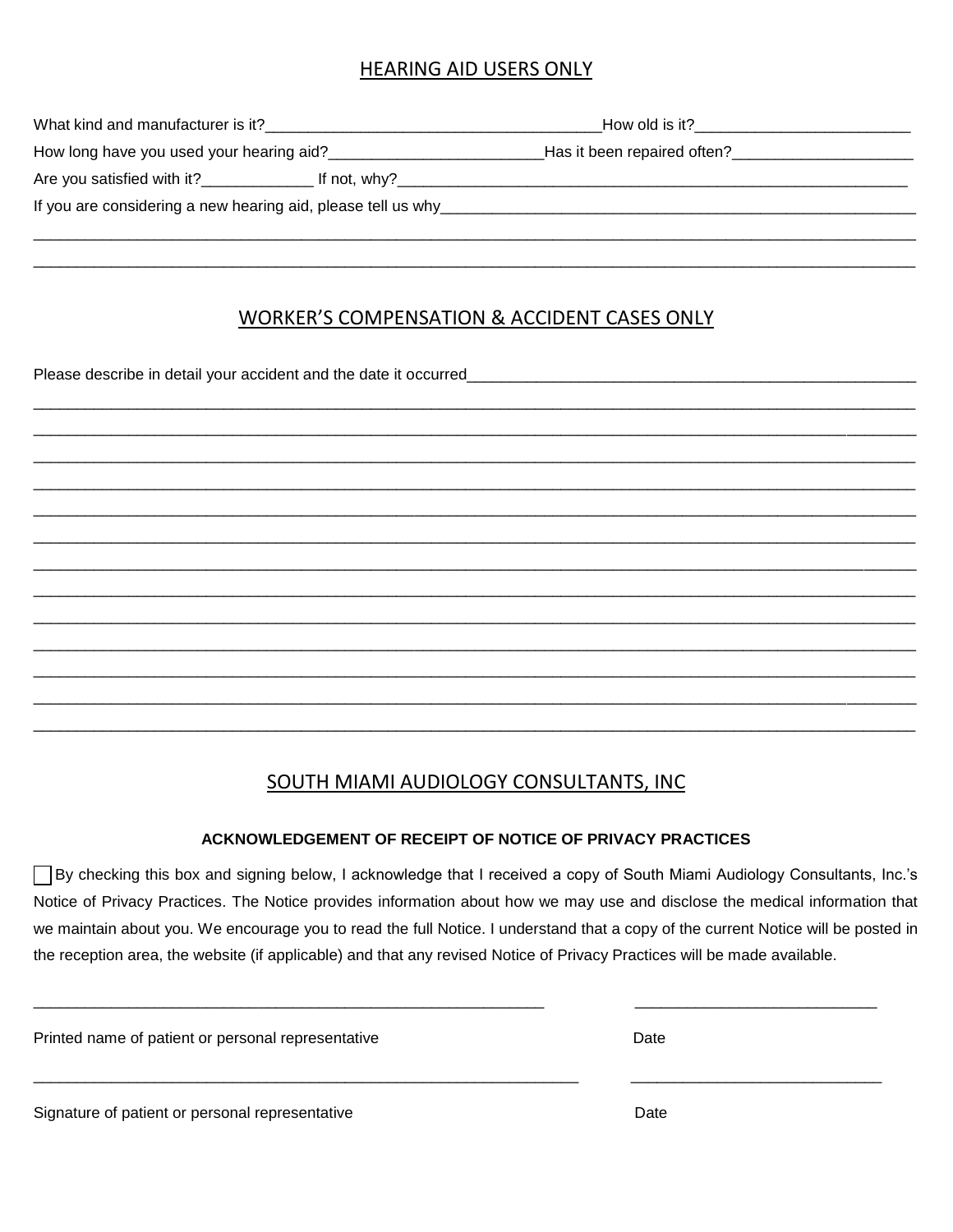## HEARING AID USERS ONLY

What kind and manufacturer is it?________________________________________How old is it?_________________________

How long have you used your hearing aid?_________________________Has it been repaired often?_____________________

Are you satisfied with it?_____________ If not, why?____________________________________________________________

If you are considering a new hearing aid, please tell us why________________________________________________________

_____________________________________________________________________________________________________

_____________________________________________________________________________________________________

## WORKER'S COMPENSATION & ACCIDENT CASES ONLY

Please describe in detail your accident and the date it occurred______________________________________________________

_____________________________________________________________________________________________________

_____________________________________________________________________________________________________

_____________________________________________________________________________________________________

_____________________________________________________________________________________________________

_____________________________________________________________________________________________________

_____________________________________________________________________________________________________

_____________________________________________________________________________________________________

_____________________________________________________________________________________________________

_____________________________________________________________________________________________________

_____________________________________________________________________________________________________

_____________________________________________________________________________________________________

_____________________________________________________________________________________________________

_____________________________________________________________________________________________________

## SOUTH MIAMI AUDIOLOGY CONSULTANTS, INC

**ACKNOWLEDGEMENT OF RECEIPT OF NOTICE OF PRIVACY PRACTICES**

☐ By checking this box and signing below, I acknowledge that I received a copy of South Miami Audiology Consultants, Inc.'s Notice of Privacy Practices. The Notice provides information about how we may use and disclose the medical information that we maintain about you. We encourage you to read the full Notice. I understand that a copy of the current Notice will be posted in the reception area, the website (if applicable) and that any revised Notice of Privacy Practices will be made available.

_____________________________________________________________ _____________________________

Printed name of patient or personal representative Date

_________________________________________________________________ _____________________________

Signature of patient or personal representative Date